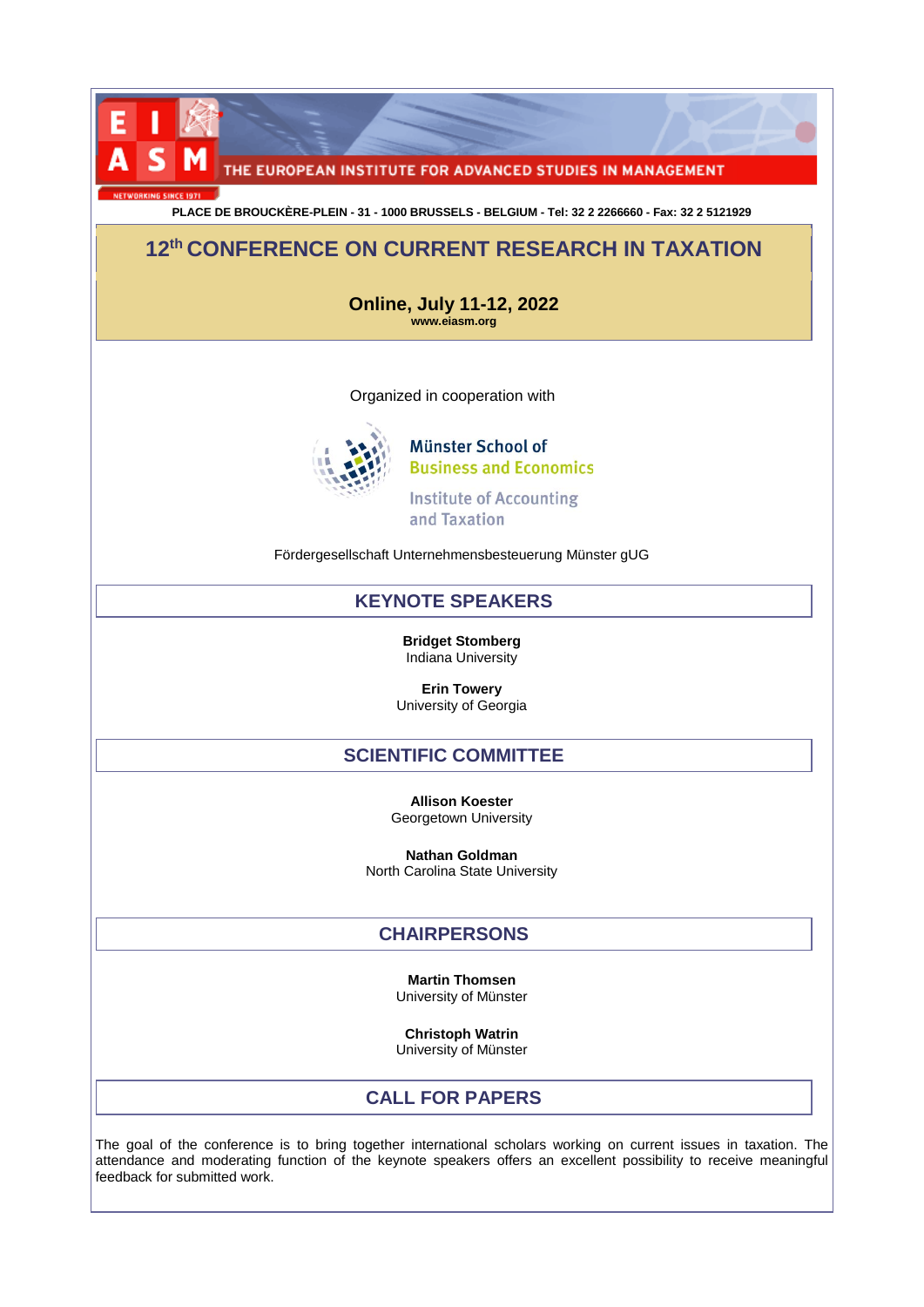THE EUROPEAN INSTITUTE FOR ADVANCED STUDIES IN MANAGEMENT

PLACE DE BROUCKÈRE-PLEIN - 31 - 1000 BRUSSELS - BELGIUM - Tel: 32 2 2266660 - Fax: 32 2 5121929

# 12th CONFERENCE ON CURRENT RESEARCH IN TAXATION

**Online, July 11-12, 2022**

**www.eiasm.org**

Organized in cooperation with

Münster School of Business and Economics

Institute of Accounting and Taxation

Fördergesellschaft Unternehmensbesteuerung Münster gUG

## KEYNOTE SPEAKERS

**Bridget Stomberg**
Indiana University

**Erin Towery**
University of Georgia

## SCIENTIFIC COMMITTEE

**Allison Koester**
Georgetown University

**Nathan Goldman**
North Carolina State University

## CHAIRPERSONS

**Martin Thomsen**
University of Münster

**Christoph Watrin**
University of Münster

## CALL FOR PAPERS

The goal of the conference is to bring together international scholars working on current issues in taxation. The attendance and moderating function of the keynote speakers offers an excellent possibility to receive meaningful feedback for submitted work.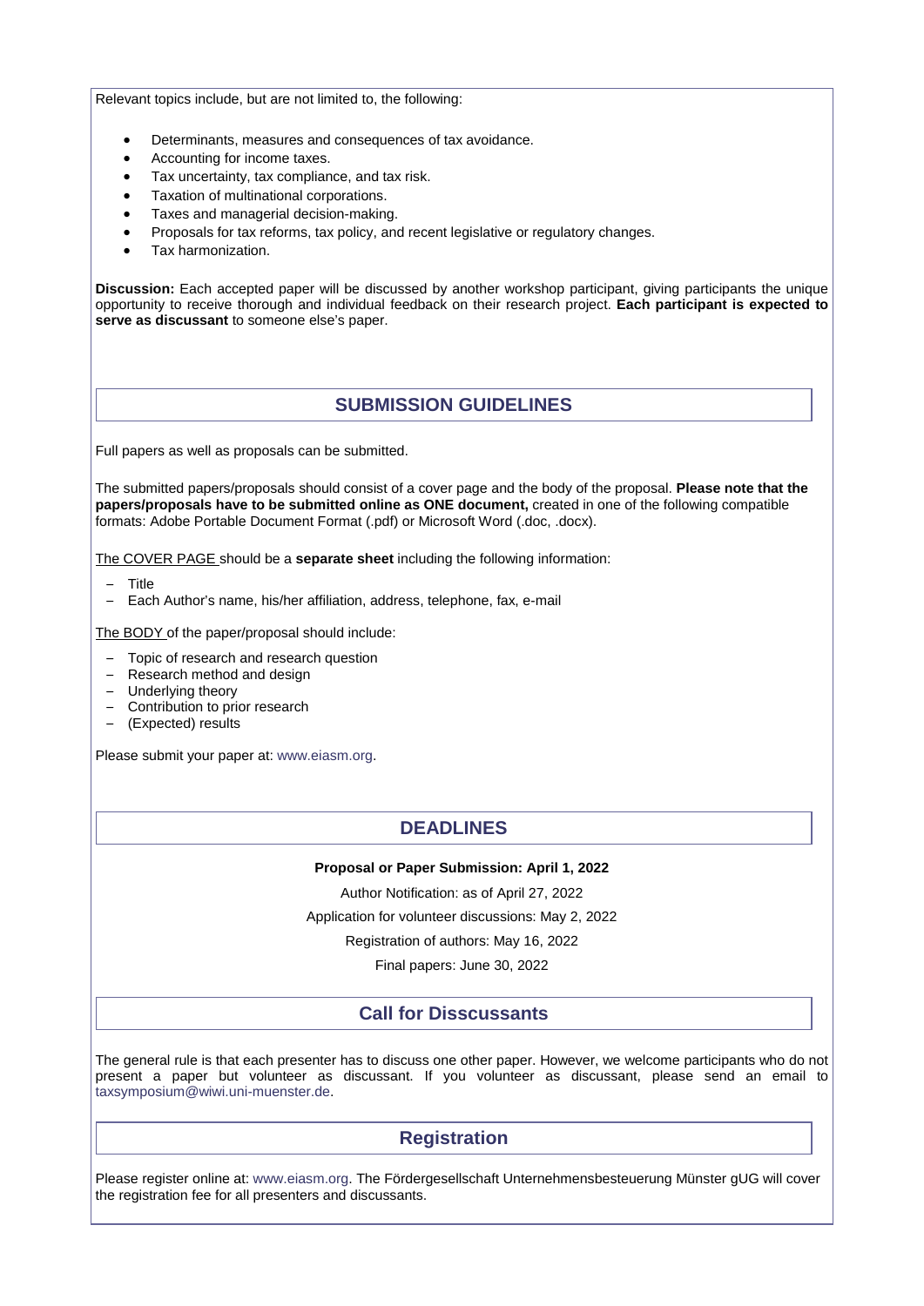Relevant topics include, but are not limited to, the following:

- Determinants, measures and consequences of tax avoidance.
- Accounting for income taxes.
- Tax uncertainty, tax compliance, and tax risk.
- Taxation of multinational corporations.
- Taxes and managerial decision-making.
- Proposals for tax reforms, tax policy, and recent legislative or regulatory changes.
- Tax harmonization.

**Discussion:** Each accepted paper will be discussed by another workshop participant, giving participants the unique opportunity to receive thorough and individual feedback on their research project. **Each participant is expected to serve as discussant** to someone else's paper.

## SUBMISSION GUIDELINES

Full papers as well as proposals can be submitted.

The submitted papers/proposals should consist of a cover page and the body of the proposal. **Please note that the papers/proposals have to be submitted online as ONE document,** created in one of the following compatible formats: Adobe Portable Document Format (.pdf) or Microsoft Word (.doc, .docx).

The COVER PAGE should be a **separate sheet** including the following information:

- Title
- Each Author's name, his/her affiliation, address, telephone, fax, e-mail

The BODY of the paper/proposal should include:

- Topic of research and research question
- Research method and design
- Underlying theory
- Contribution to prior research
- (Expected) results

Please submit your paper at: www.eiasm.org.

## DEADLINES

**Proposal or Paper Submission: April 1, 2022**

Author Notification: as of April 27, 2022

Application for volunteer discussions: May 2, 2022

Registration of authors: May 16, 2022

Final papers: June 30, 2022

## Call for Disscussants

The general rule is that each presenter has to discuss one other paper. However, we welcome participants who do not present a paper but volunteer as discussant. If you volunteer as discussant, please send an email to taxsymposium@wiwi.uni-muenster.de.

## Registration

Please register online at: www.eiasm.org. The Fördergesellschaft Unternehmensbesteuerung Münster gUG will cover the registration fee for all presenters and discussants.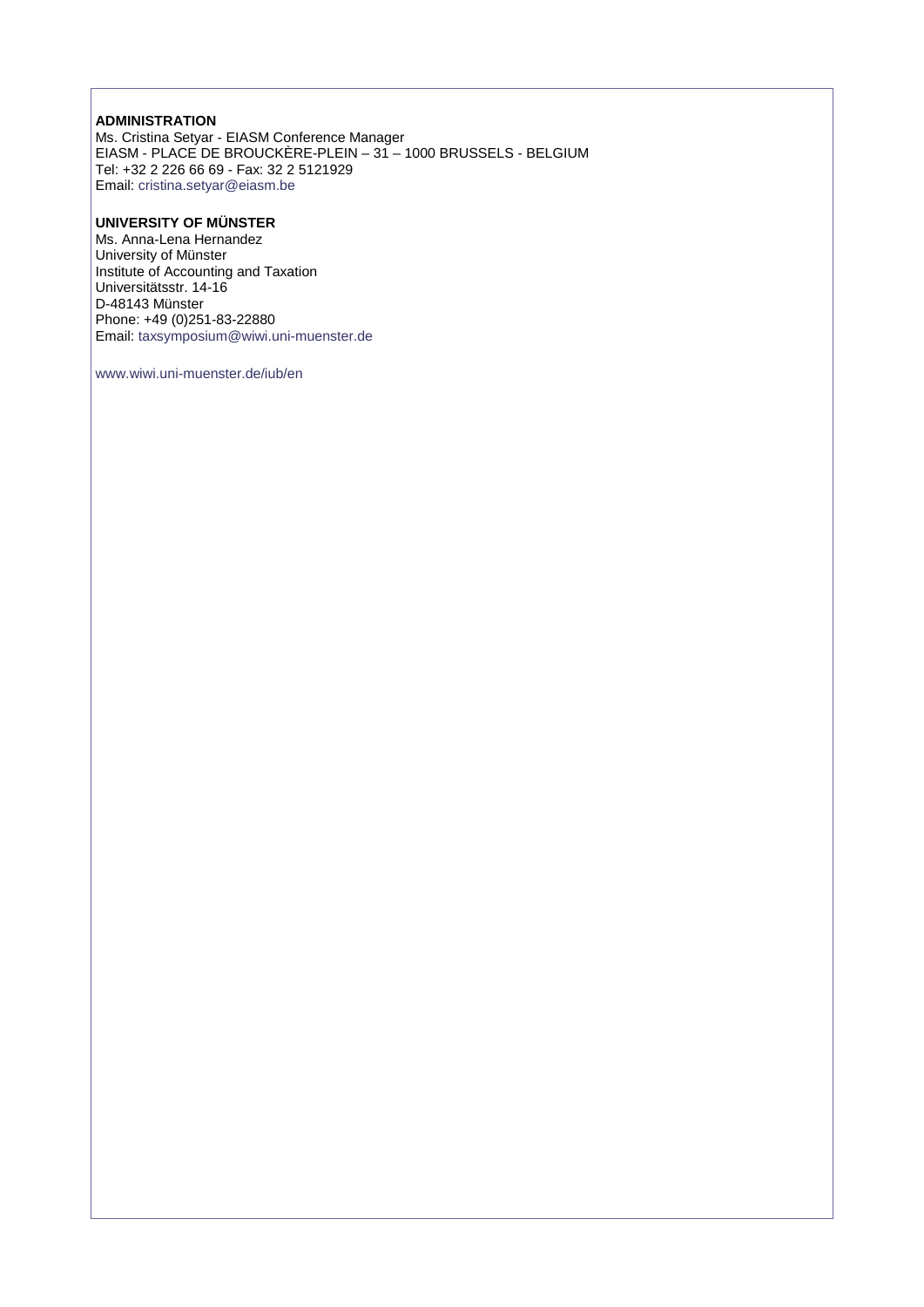**ADMINISTRATION**

Ms. Cristina Setyar - EIASM Conference Manager
EIASM - PLACE DE BROUCKÈRE-PLEIN – 31 – 1000 BRUSSELS - BELGIUM
Tel: +32 2 226 66 69 - Fax: 32 2 5121929
Email: cristina.setyar@eiasm.be

**UNIVERSITY OF MÜNSTER**

Ms. Anna-Lena Hernandez
University of Münster
Institute of Accounting and Taxation
Universitätsstr. 14-16
D-48143 Münster
Phone: +49 (0)251-83-22880
Email: taxsymposium@wiwi.uni-muenster.de

www.wiwi.uni-muenster.de/iub/en